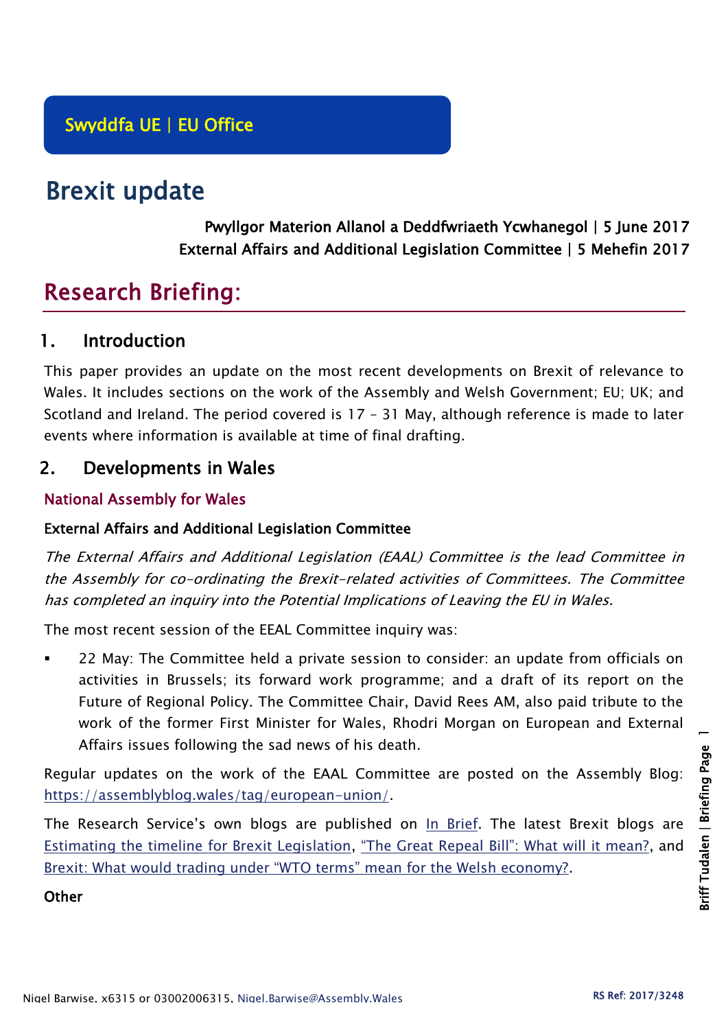Swyddfa UE | EU Office

# Brexit update

**Pwyllgor Materion Allanol a Deddfwriaeth Ycwhanegol | 5 June 2017**
**External Affairs and Additional Legislation Committee | 5 Mehefin 2017**

## Research Briefing:

## 1. Introduction

This paper provides an update on the most recent developments on Brexit of relevance to Wales. It includes sections on the work of the Assembly and Welsh Government; EU; UK; and Scotland and Ireland. The period covered is 17 – 31 May, although reference is made to later events where information is available at time of final drafting.

## 2. Developments in Wales

### National Assembly for Wales

#### External Affairs and Additional Legislation Committee

*The External Affairs and Additional Legislation (EAAL) Committee is the lead Committee in the Assembly for co-ordinating the Brexit-related activities of Committees. The Committee has completed an inquiry into the Potential Implications of Leaving the EU in Wales.*

The most recent session of the EEAL Committee inquiry was:

- 22 May: The Committee held a private session to consider: an update from officials on activities in Brussels; its forward work programme; and a draft of its report on the Future of Regional Policy. The Committee Chair, David Rees AM, also paid tribute to the work of the former First Minister for Wales, Rhodri Morgan on European and External Affairs issues following the sad news of his death.

Regular updates on the work of the EAAL Committee are posted on the Assembly Blog: https://assemblyblog.wales/tag/european-union/.

The Research Service's own blogs are published on In Brief. The latest Brexit blogs are Estimating the timeline for Brexit Legislation, "The Great Repeal Bill": What will it mean?, and Brexit: What would trading under "WTO terms" mean for the Welsh economy?.

#### Other

Nigel Barwise, x6315 or 03002006315, Nigel.Barwise@Assembly.Wales

RS Ref: 2017/3248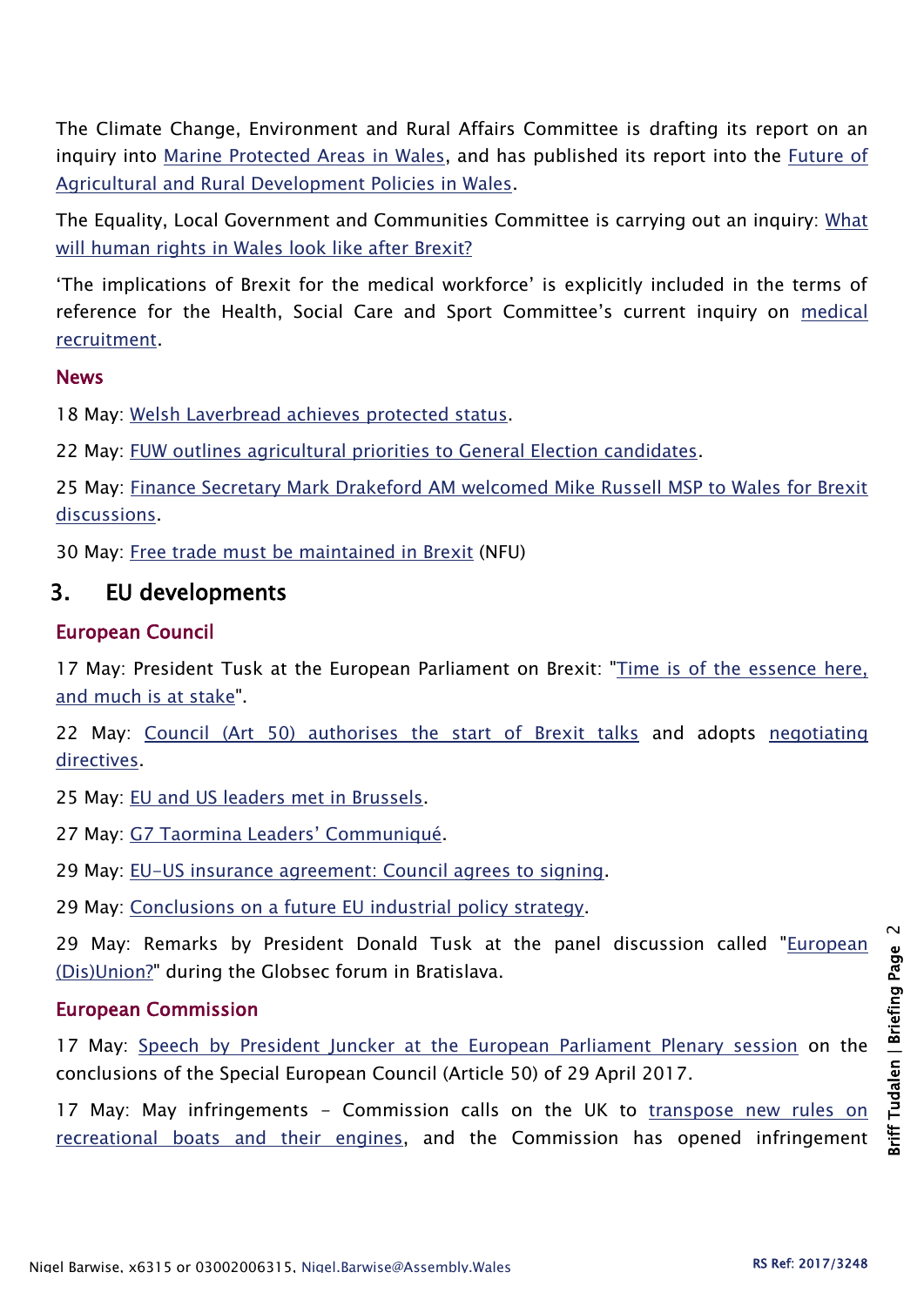The Climate Change, Environment and Rural Affairs Committee is drafting its report on an inquiry into Marine Protected Areas in Wales, and has published its report into the Future of Agricultural and Rural Development Policies in Wales.

The Equality, Local Government and Communities Committee is carrying out an inquiry: What will human rights in Wales look like after Brexit?

'The implications of Brexit for the medical workforce' is explicitly included in the terms of reference for the Health, Social Care and Sport Committee's current inquiry on medical recruitment.

### News

18 May: Welsh Laverbread achieves protected status.

22 May: FUW outlines agricultural priorities to General Election candidates.

25 May: Finance Secretary Mark Drakeford AM welcomed Mike Russell MSP to Wales for Brexit discussions.

30 May: Free trade must be maintained in Brexit (NFU)

## 3. EU developments

### European Council

17 May: President Tusk at the European Parliament on Brexit: "Time is of the essence here, and much is at stake".

22 May: Council (Art 50) authorises the start of Brexit talks and adopts negotiating directives.

25 May: EU and US leaders met in Brussels.

27 May: G7 Taormina Leaders' Communiqué.

29 May: EU-US insurance agreement: Council agrees to signing.

29 May: Conclusions on a future EU industrial policy strategy.

29 May: Remarks by President Donald Tusk at the panel discussion called "European (Dis)Union?" during the Globsec forum in Bratislava.

### European Commission

17 May: Speech by President Juncker at the European Parliament Plenary session on the conclusions of the Special European Council (Article 50) of 29 April 2017.

17 May: May infringements – Commission calls on the UK to transpose new rules on recreational boats and their engines, and the Commission has opened infringement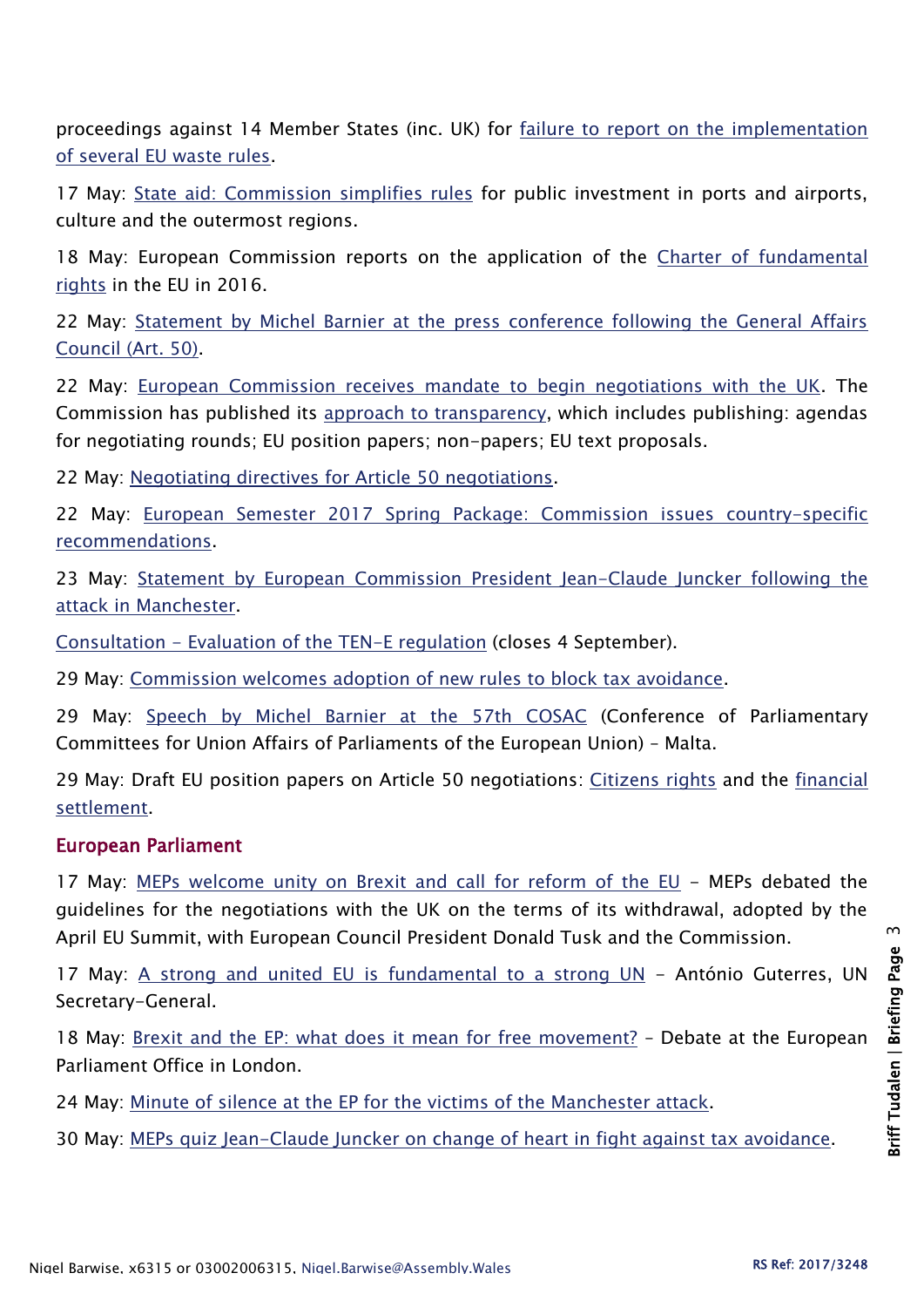proceedings against 14 Member States (inc. UK) for failure to report on the implementation of several EU waste rules.

17 May: State aid: Commission simplifies rules for public investment in ports and airports, culture and the outermost regions.

18 May: European Commission reports on the application of the Charter of fundamental rights in the EU in 2016.

22 May: Statement by Michel Barnier at the press conference following the General Affairs Council (Art. 50).

22 May: European Commission receives mandate to begin negotiations with the UK. The Commission has published its approach to transparency, which includes publishing: agendas for negotiating rounds; EU position papers; non-papers; EU text proposals.

22 May: Negotiating directives for Article 50 negotiations.

22 May: European Semester 2017 Spring Package: Commission issues country-specific recommendations.

23 May: Statement by European Commission President Jean-Claude Juncker following the attack in Manchester.

Consultation – Evaluation of the TEN-E regulation (closes 4 September).

29 May: Commission welcomes adoption of new rules to block tax avoidance.

29 May: Speech by Michel Barnier at the 57th COSAC (Conference of Parliamentary Committees for Union Affairs of Parliaments of the European Union) – Malta.

29 May: Draft EU position papers on Article 50 negotiations: Citizens rights and the financial settlement.

### European Parliament

17 May: MEPs welcome unity on Brexit and call for reform of the EU – MEPs debated the guidelines for the negotiations with the UK on the terms of its withdrawal, adopted by the April EU Summit, with European Council President Donald Tusk and the Commission.

17 May: A strong and united EU is fundamental to a strong UN – António Guterres, UN Secretary-General.

18 May: Brexit and the EP: what does it mean for free movement? – Debate at the European Parliament Office in London.

24 May: Minute of silence at the EP for the victims of the Manchester attack.

30 May: MEPs quiz Jean-Claude Juncker on change of heart in fight against tax avoidance.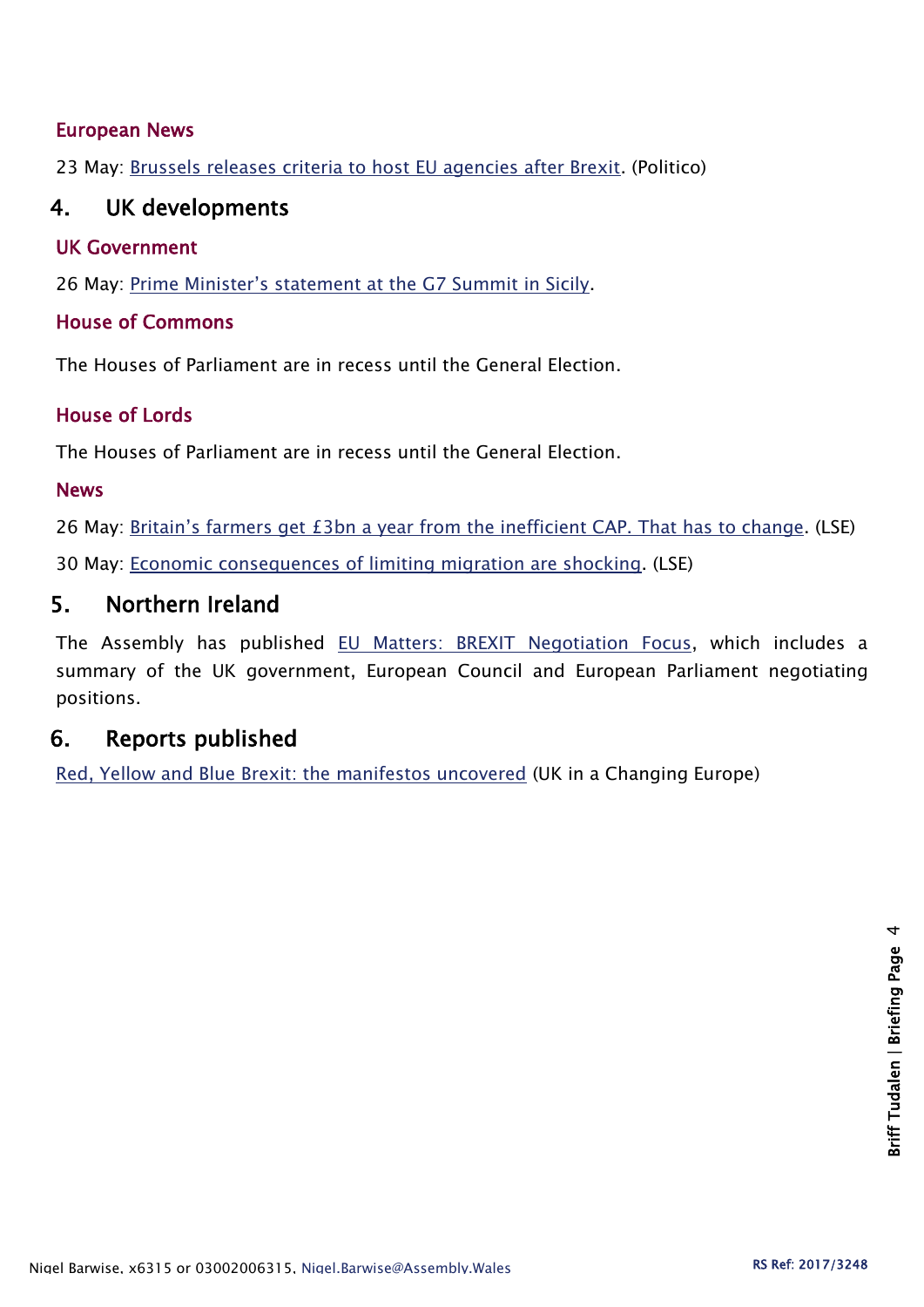### European News

23 May: Brussels releases criteria to host EU agencies after Brexit. (Politico)

## 4. UK developments

### UK Government

26 May: Prime Minister's statement at the G7 Summit in Sicily.

### House of Commons

The Houses of Parliament are in recess until the General Election.

### House of Lords

The Houses of Parliament are in recess until the General Election.

### News

26 May: Britain's farmers get £3bn a year from the inefficient CAP. That has to change. (LSE)

30 May: Economic consequences of limiting migration are shocking. (LSE)

## 5. Northern Ireland

The Assembly has published EU Matters: BREXIT Negotiation Focus, which includes a summary of the UK government, European Council and European Parliament negotiating positions.

## 6. Reports published

Red, Yellow and Blue Brexit: the manifestos uncovered (UK in a Changing Europe)